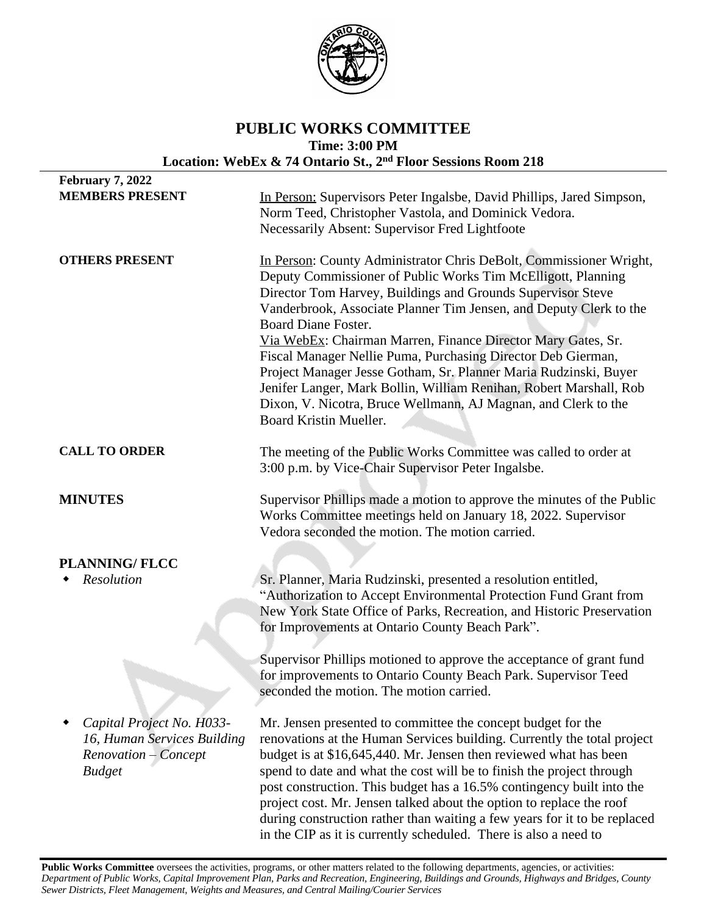# PUBLIC WORKS COMMITTEE

**Time: 3:00 PM**

**Location: WebEx & 74 Ontario St., 2nd Floor Sessions Room 218**

**February 7, 2022**

**MEMBERS PRESENT**

In Person: Supervisors Peter Ingalsbe, David Phillips, Jared Simpson, Norm Teed, Christopher Vastola, and Dominick Vedora.
Necessarily Absent: Supervisor Fred Lightfoote

**OTHERS PRESENT**

In Person: County Administrator Chris DeBolt, Commissioner Wright, Deputy Commissioner of Public Works Tim McElligott, Planning Director Tom Harvey, Buildings and Grounds Supervisor Steve Vanderbrook, Associate Planner Tim Jensen, and Deputy Clerk to the Board Diane Foster.
Via WebEx: Chairman Marren, Finance Director Mary Gates, Sr. Fiscal Manager Nellie Puma, Purchasing Director Deb Gierman, Project Manager Jesse Gotham, Sr. Planner Maria Rudzinski, Buyer Jenifer Langer, Mark Bollin, William Renihan, Robert Marshall, Rob Dixon, V. Nicotra, Bruce Wellmann, AJ Magnan, and Clerk to the Board Kristin Mueller.

**CALL TO ORDER**

The meeting of the Public Works Committee was called to order at 3:00 p.m. by Vice-Chair Supervisor Peter Ingalsbe.

**MINUTES**

Supervisor Phillips made a motion to approve the minutes of the Public Works Committee meetings held on January 18, 2022. Supervisor Vedora seconded the motion. The motion carried.

**PLANNING/ FLCC**

- *Resolution*

Sr. Planner, Maria Rudzinski, presented a resolution entitled, "Authorization to Accept Environmental Protection Fund Grant from New York State Office of Parks, Recreation, and Historic Preservation for Improvements at Ontario County Beach Park".

Supervisor Phillips motioned to approve the acceptance of grant fund for improvements to Ontario County Beach Park. Supervisor Teed seconded the motion. The motion carried.

- *Capital Project No. H033-16, Human Services Building Renovation – Concept Budget*

Mr. Jensen presented to committee the concept budget for the renovations at the Human Services building. Currently the total project budget is at $16,645,440. Mr. Jensen then reviewed what has been spend to date and what the cost will be to finish the project through post construction. This budget has a 16.5% contingency built into the project cost. Mr. Jensen talked about the option to replace the roof during construction rather than waiting a few years for it to be replaced in the CIP as it is currently scheduled. There is also a need to

**Public Works Committee** oversees the activities, programs, or other matters related to the following departments, agencies, or activities: *Department of Public Works, Capital Improvement Plan, Parks and Recreation, Engineering, Buildings and Grounds, Highways and Bridges, County Sewer Districts, Fleet Management, Weights and Measures, and Central Mailing/Courier Services*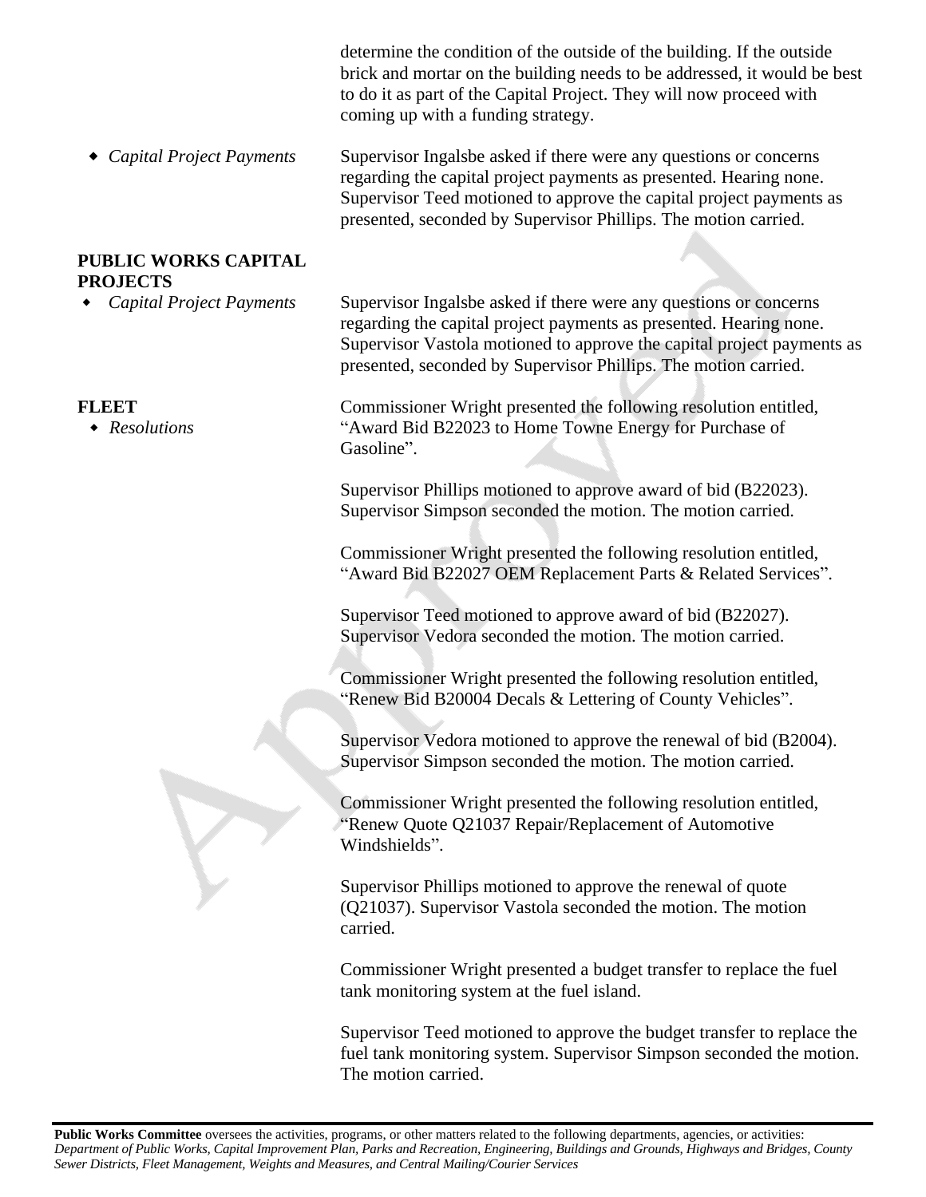determine the condition of the outside of the building. If the outside brick and mortar on the building needs to be addressed, it would be best to do it as part of the Capital Project. They will now proceed with coming up with a funding strategy.

- *Capital Project Payments*

Supervisor Ingalsbe asked if there were any questions or concerns regarding the capital project payments as presented. Hearing none. Supervisor Teed motioned to approve the capital project payments as presented, seconded by Supervisor Phillips. The motion carried.

**PUBLIC WORKS CAPITAL PROJECTS**

- *Capital Project Payments*

Supervisor Ingalsbe asked if there were any questions or concerns regarding the capital project payments as presented. Hearing none. Supervisor Vastola motioned to approve the capital project payments as presented, seconded by Supervisor Phillips. The motion carried.

**FLEET**

- *Resolutions*

Commissioner Wright presented the following resolution entitled, "Award Bid B22023 to Home Towne Energy for Purchase of Gasoline".

Supervisor Phillips motioned to approve award of bid (B22023). Supervisor Simpson seconded the motion. The motion carried.

Commissioner Wright presented the following resolution entitled, "Award Bid B22027 OEM Replacement Parts & Related Services".

Supervisor Teed motioned to approve award of bid (B22027). Supervisor Vedora seconded the motion. The motion carried.

Commissioner Wright presented the following resolution entitled, "Renew Bid B20004 Decals & Lettering of County Vehicles".

Supervisor Vedora motioned to approve the renewal of bid (B2004). Supervisor Simpson seconded the motion. The motion carried.

Commissioner Wright presented the following resolution entitled, "Renew Quote Q21037 Repair/Replacement of Automotive Windshields".

Supervisor Phillips motioned to approve the renewal of quote (Q21037). Supervisor Vastola seconded the motion. The motion carried.

Commissioner Wright presented a budget transfer to replace the fuel tank monitoring system at the fuel island.

Supervisor Teed motioned to approve the budget transfer to replace the fuel tank monitoring system. Supervisor Simpson seconded the motion. The motion carried.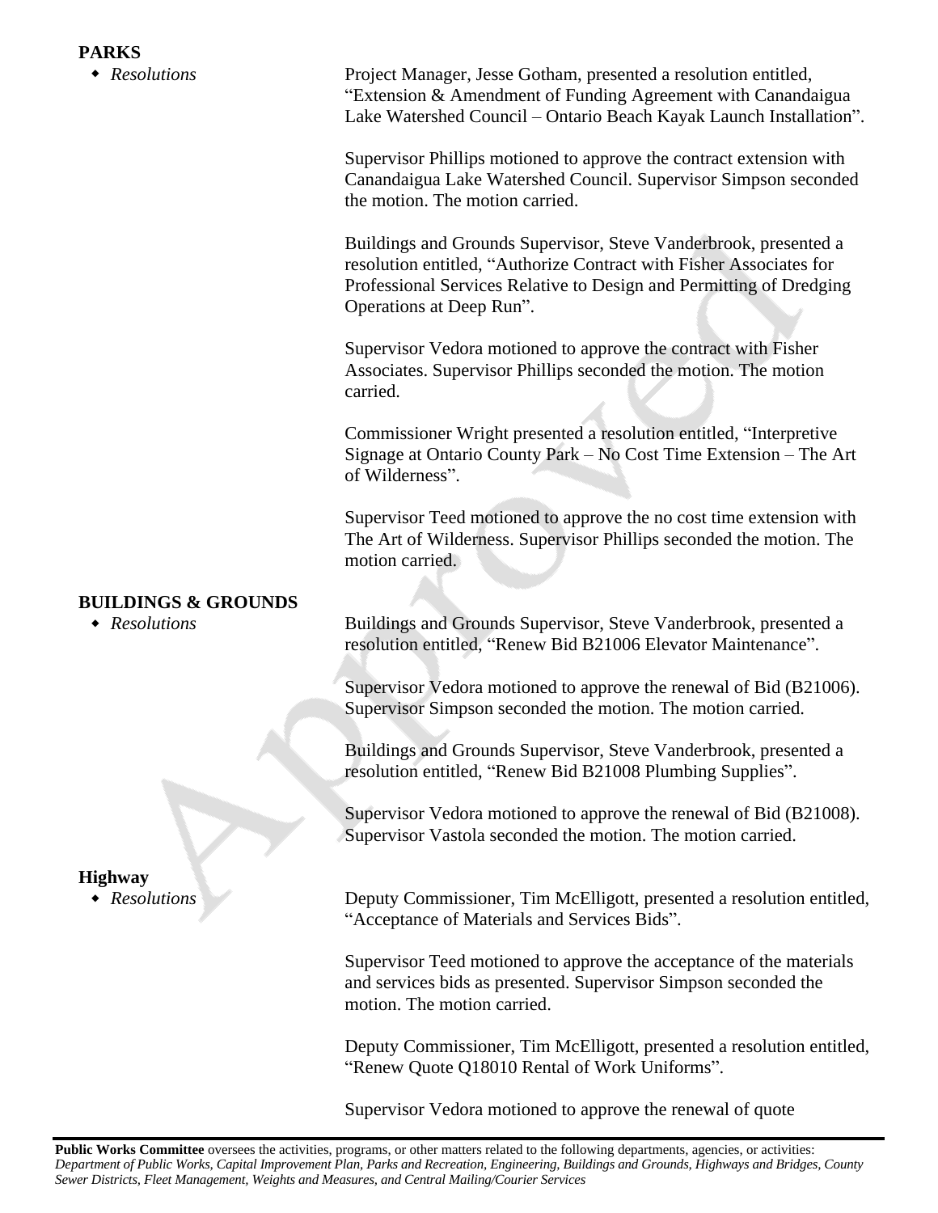**PARKS**

- *Resolutions*

Project Manager, Jesse Gotham, presented a resolution entitled, “Extension & Amendment of Funding Agreement with Canandaigua Lake Watershed Council – Ontario Beach Kayak Launch Installation”.

Supervisor Phillips motioned to approve the contract extension with Canandaigua Lake Watershed Council. Supervisor Simpson seconded the motion. The motion carried.

Buildings and Grounds Supervisor, Steve Vanderbrook, presented a resolution entitled, “Authorize Contract with Fisher Associates for Professional Services Relative to Design and Permitting of Dredging Operations at Deep Run”.

Supervisor Vedora motioned to approve the contract with Fisher Associates. Supervisor Phillips seconded the motion. The motion carried.

Commissioner Wright presented a resolution entitled, “Interpretive Signage at Ontario County Park – No Cost Time Extension – The Art of Wilderness”.

Supervisor Teed motioned to approve the no cost time extension with The Art of Wilderness. Supervisor Phillips seconded the motion. The motion carried.

**BUILDINGS & GROUNDS**

- *Resolutions*

Buildings and Grounds Supervisor, Steve Vanderbrook, presented a resolution entitled, “Renew Bid B21006 Elevator Maintenance”.

Supervisor Vedora motioned to approve the renewal of Bid (B21006). Supervisor Simpson seconded the motion. The motion carried.

Buildings and Grounds Supervisor, Steve Vanderbrook, presented a resolution entitled, “Renew Bid B21008 Plumbing Supplies”.

Supervisor Vedora motioned to approve the renewal of Bid (B21008). Supervisor Vastola seconded the motion. The motion carried.

**Highway**

- *Resolutions*

Deputy Commissioner, Tim McElligott, presented a resolution entitled, “Acceptance of Materials and Services Bids”.

Supervisor Teed motioned to approve the acceptance of the materials and services bids as presented. Supervisor Simpson seconded the motion. The motion carried.

Deputy Commissioner, Tim McElligott, presented a resolution entitled, “Renew Quote Q18010 Rental of Work Uniforms”.

Supervisor Vedora motioned to approve the renewal of quote

**Public Works Committee** oversees the activities, programs, or other matters related to the following departments, agencies, or activities: *Department of Public Works, Capital Improvement Plan, Parks and Recreation, Engineering, Buildings and Grounds, Highways and Bridges, County Sewer Districts, Fleet Management, Weights and Measures, and Central Mailing/Courier Services*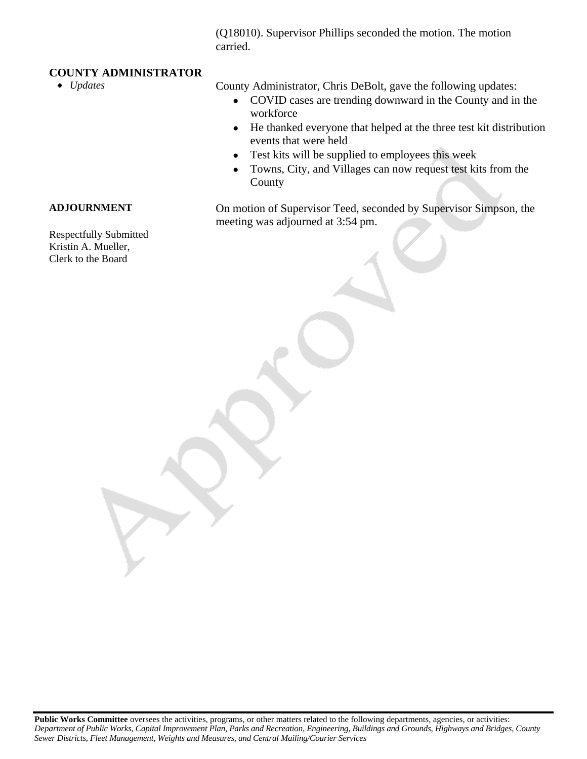(Q18010). Supervisor Phillips seconded the motion. The motion carried.

## COUNTY ADMINISTRATOR

- *Updates*

County Administrator, Chris DeBolt, gave the following updates:

- COVID cases are trending downward in the County and in the workforce
- He thanked everyone that helped at the three test kit distribution events that were held
- Test kits will be supplied to employees this week
- Towns, City, and Villages can now request test kits from the County

## ADJOURNMENT

On motion of Supervisor Teed, seconded by Supervisor Simpson, the meeting was adjourned at 3:54 pm.

Respectfully Submitted
Kristin A. Mueller,
Clerk to the Board

**Public Works Committee** oversees the activities, programs, or other matters related to the following departments, agencies, or activities: *Department of Public Works, Capital Improvement Plan, Parks and Recreation, Engineering, Buildings and Grounds, Highways and Bridges, County Sewer Districts, Fleet Management, Weights and Measures, and Central Mailing/Courier Services*